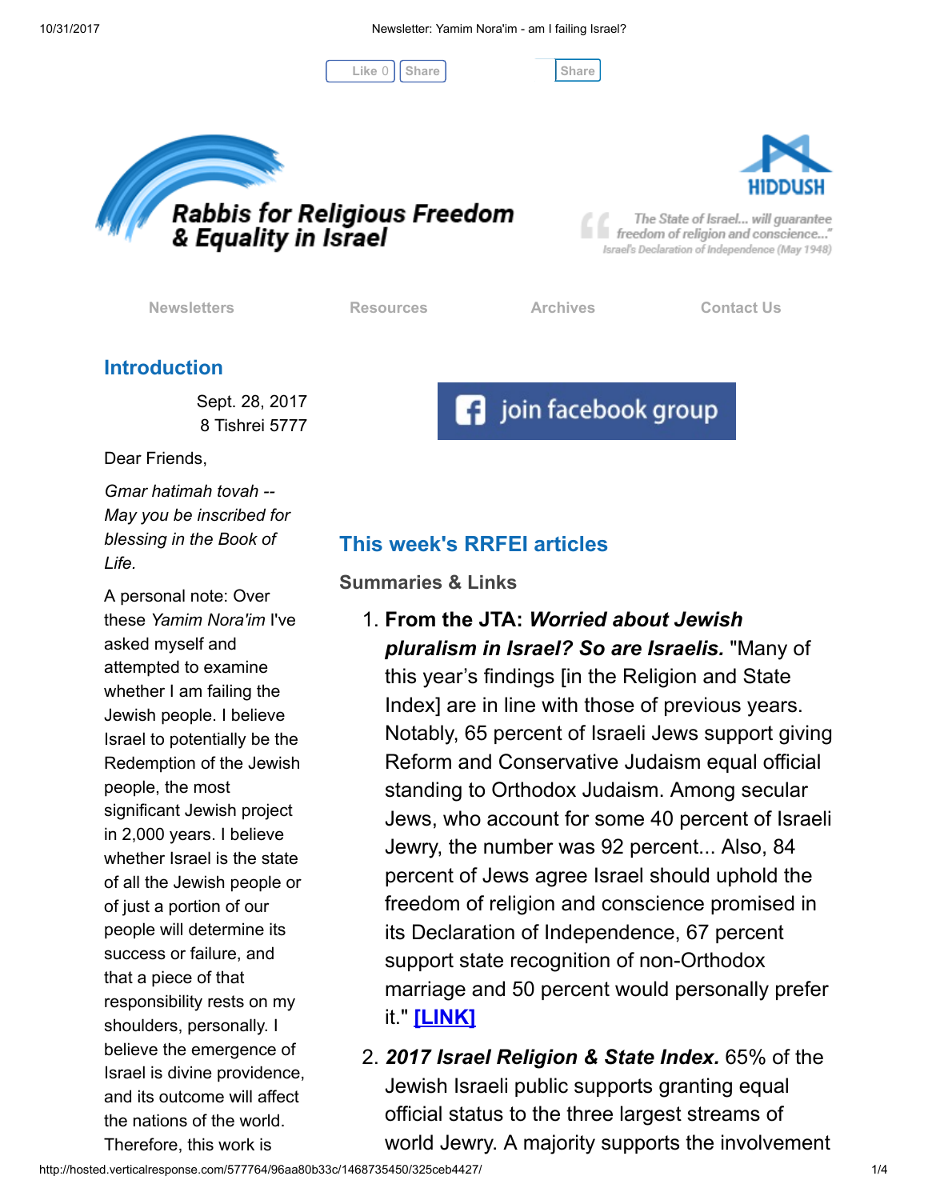Like 0 | Share | Share

# Rabbis for Religious Freedom & Equality in Israel

HIDDUSH

"The State of Israel... will guarantee freedom of religion and conscience..."
Israel's Declaration of Independence (May 1948)

Newsletters | Resources | Archives | Contact Us

## Introduction

Sept. 28, 2017
8 Tishrei 5777

Dear Friends,

*Gmar hatimah tovah -- May you be inscribed for blessing in the Book of Life.*

A personal note: Over these *Yamim Nora'im* I've asked myself and attempted to examine whether I am failing the Jewish people. I believe Israel to potentially be the Redemption of the Jewish people, the most significant Jewish project in 2,000 years. I believe whether Israel is the state of all the Jewish people or of just a portion of our people will determine its success or failure, and that a piece of that responsibility rests on my shoulders, personally. I believe the emergence of Israel is divine providence, and its outcome will affect the nations of the world. Therefore, this work is

join facebook group

## This week's RRFEI articles

### Summaries & Links

1. **From the JTA: *Worried about Jewish pluralism in Israel? So are Israelis.*** "Many of this year's findings [in the Religion and State Index] are in line with those of previous years. Notably, 65 percent of Israeli Jews support giving Reform and Conservative Judaism equal official standing to Orthodox Judaism. Among secular Jews, who account for some 40 percent of Israeli Jewry, the number was 92 percent... Also, 84 percent of Jews agree Israel should uphold the freedom of religion and conscience promised in its Declaration of Independence, 67 percent support state recognition of non-Orthodox marriage and 50 percent would personally prefer it." **[LINK]**
2. ***2017 Israel Religion & State Index.*** 65% of the Jewish Israeli public supports granting equal official status to the three largest streams of world Jewry. A majority supports the involvement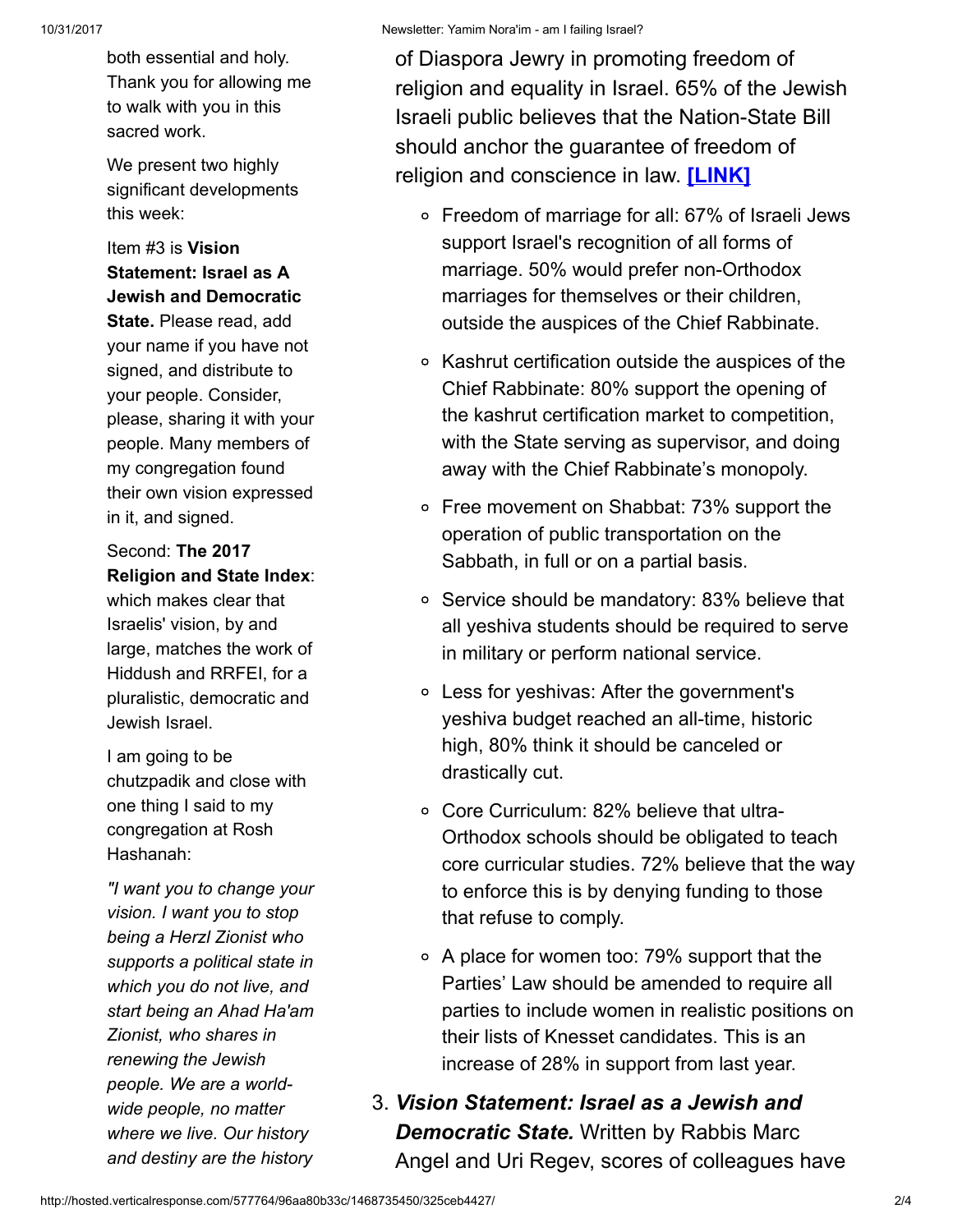both essential and holy. Thank you for allowing me to walk with you in this sacred work.

We present two highly significant developments this week:

Item #3 is **Vision Statement: Israel as A Jewish and Democratic State.** Please read, add your name if you have not signed, and distribute to your people. Consider, please, sharing it with your people. Many members of my congregation found their own vision expressed in it, and signed.

Second: **The 2017 Religion and State Index**: which makes clear that Israelis' vision, by and large, matches the work of Hiddush and RRFEI, for a pluralistic, democratic and Jewish Israel.

I am going to be chutzpadik and close with one thing I said to my congregation at Rosh Hashanah:

*"I want you to change your vision. I want you to stop being a Herzl Zionist who supports a political state in which you do not live, and start being an Ahad Ha'am Zionist, who shares in renewing the Jewish people. We are a world-wide people, no matter where we live. Our history and destiny are the history*

of Diaspora Jewry in promoting freedom of religion and equality in Israel. 65% of the Jewish Israeli public believes that the Nation-State Bill should anchor the guarantee of freedom of religion and conscience in law. **[LINK]**

- Freedom of marriage for all: 67% of Israeli Jews support Israel's recognition of all forms of marriage. 50% would prefer non-Orthodox marriages for themselves or their children, outside the auspices of the Chief Rabbinate.
- Kashrut certification outside the auspices of the Chief Rabbinate: 80% support the opening of the kashrut certification market to competition, with the State serving as supervisor, and doing away with the Chief Rabbinate's monopoly.
- Free movement on Shabbat: 73% support the operation of public transportation on the Sabbath, in full or on a partial basis.
- Service should be mandatory: 83% believe that all yeshiva students should be required to serve in military or perform national service.
- Less for yeshivas: After the government's yeshiva budget reached an all-time, historic high, 80% think it should be canceled or drastically cut.
- Core Curriculum: 82% believe that ultra-Orthodox schools should be obligated to teach core curricular studies. 72% believe that the way to enforce this is by denying funding to those that refuse to comply.
- A place for women too: 79% support that the Parties' Law should be amended to require all parties to include women in realistic positions on their lists of Knesset candidates. This is an increase of 28% in support from last year.

3. ***Vision Statement: Israel as a Jewish and Democratic State.*** Written by Rabbis Marc Angel and Uri Regev, scores of colleagues have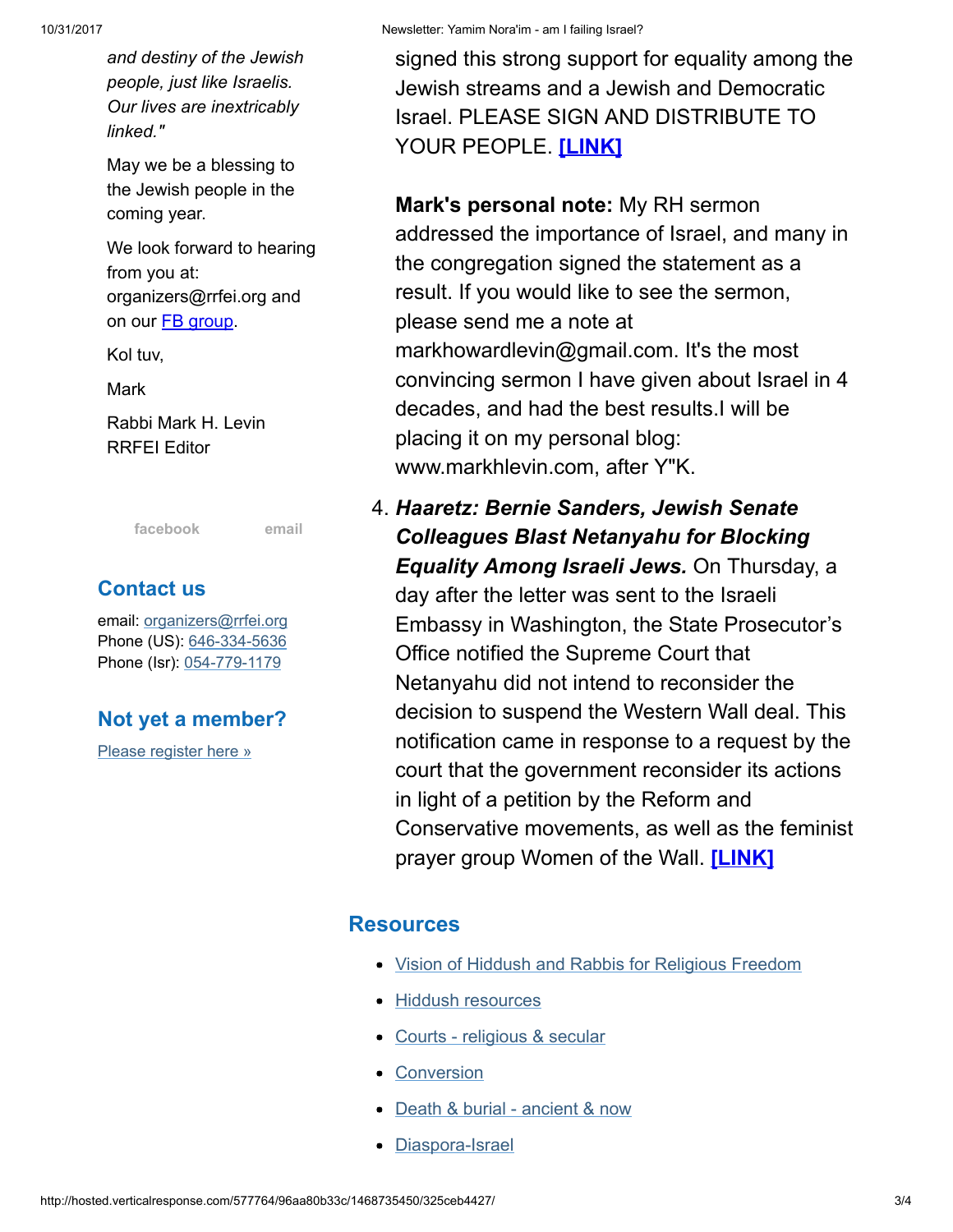signed this strong support for equality among the Jewish streams and a Jewish and Democratic Israel. PLEASE SIGN AND DISTRIBUTE TO YOUR PEOPLE. **[LINK]**

**Mark's personal note:** My RH sermon addressed the importance of Israel, and many in the congregation signed the statement as a result. If you would like to see the sermon, please send me a note at markhowardlevin@gmail.com. It's the most convincing sermon I have given about Israel in 4 decades, and had the best results.I will be placing it on my personal blog: www.markhlevin.com, after Y"K.

4. ***Haaretz: Bernie Sanders, Jewish Senate Colleagues Blast Netanyahu for Blocking Equality Among Israeli Jews.*** On Thursday, a day after the letter was sent to the Israeli Embassy in Washington, the State Prosecutor's Office notified the Supreme Court that Netanyahu did not intend to reconsider the decision to suspend the Western Wall deal. This notification came in response to a request by the court that the government reconsider its actions in light of a petition by the Reform and Conservative movements, as well as the feminist prayer group Women of the Wall. **[LINK]**

*and destiny of the Jewish people, just like Israelis. Our lives are inextricably linked."*

May we be a blessing to the Jewish people in the coming year.

We look forward to hearing from you at: organizers@rrfei.org and on our FB group.

Kol tuv,

Mark

Rabbi Mark H. Levin
RRFEI Editor

facebook email

## Contact us

email: organizers@rrfei.org
Phone (US): 646-334-5636
Phone (Isr): 054-779-1179

## Not yet a member?

Please register here »

## Resources

- Vision of Hiddush and Rabbis for Religious Freedom
- Hiddush resources
- Courts - religious & secular
- Conversion
- Death & burial - ancient & now
- Diaspora-Israel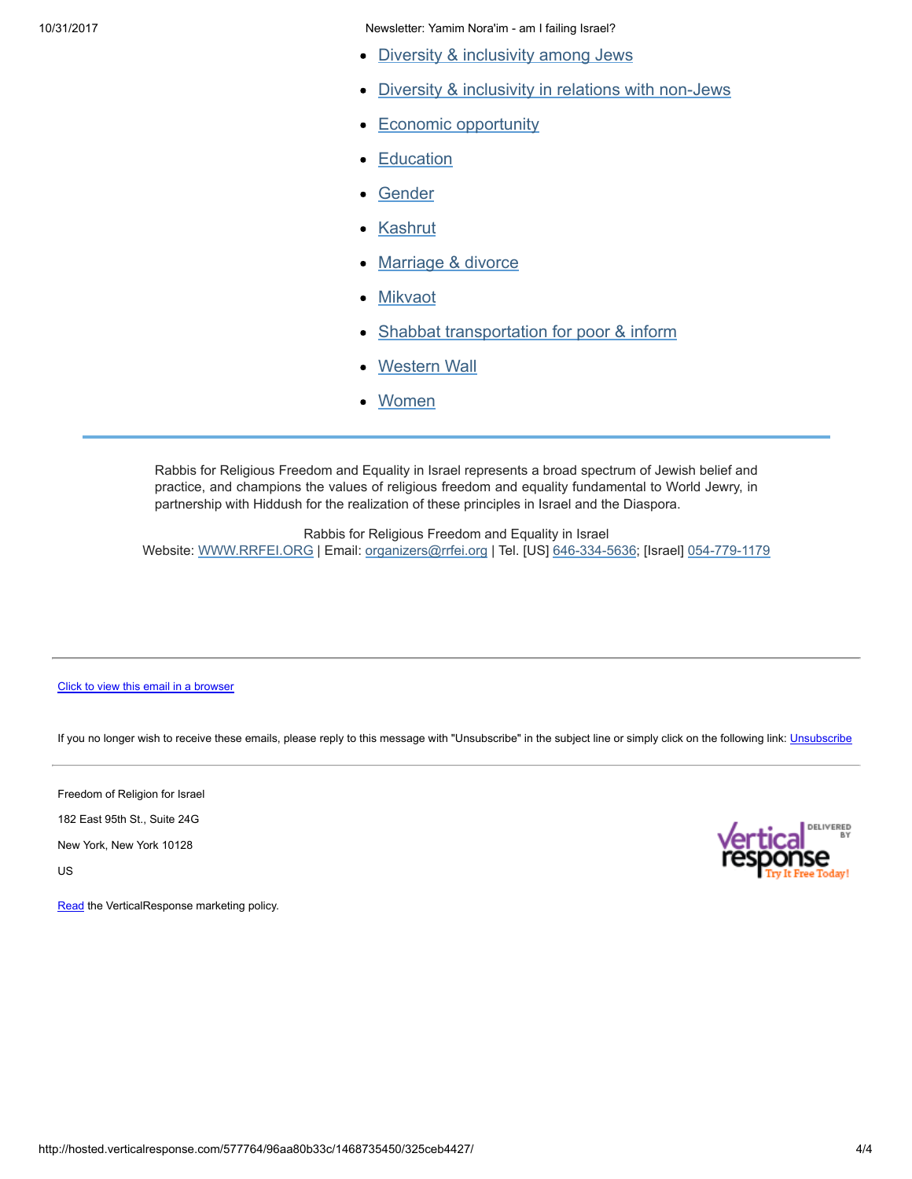- Diversity & inclusivity among Jews
- Diversity & inclusivity in relations with non-Jews
- Economic opportunity
- Education
- Gender
- Kashrut
- Marriage & divorce
- Mikvaot
- Shabbat transportation for poor & inform
- Western Wall
- Women

---

Rabbis for Religious Freedom and Equality in Israel represents a broad spectrum of Jewish belief and practice, and champions the values of religious freedom and equality fundamental to World Jewry, in partnership with Hiddush for the realization of these principles in Israel and the Diaspora.

Rabbis for Religious Freedom and Equality in Israel
Website: WWW.RRFEI.ORG | Email: organizers@rrfei.org | Tel. [US] 646-334-5636; [Israel] 054-779-1179

---

Click to view this email in a browser

If you no longer wish to receive these emails, please reply to this message with "Unsubscribe" in the subject line or simply click on the following link: Unsubscribe

---

Freedom of Religion for Israel

182 East 95th St., Suite 24G

New York, New York 10128

US

Read the VerticalResponse marketing policy.

Vertical response DELIVERED BY Try It Free Today!